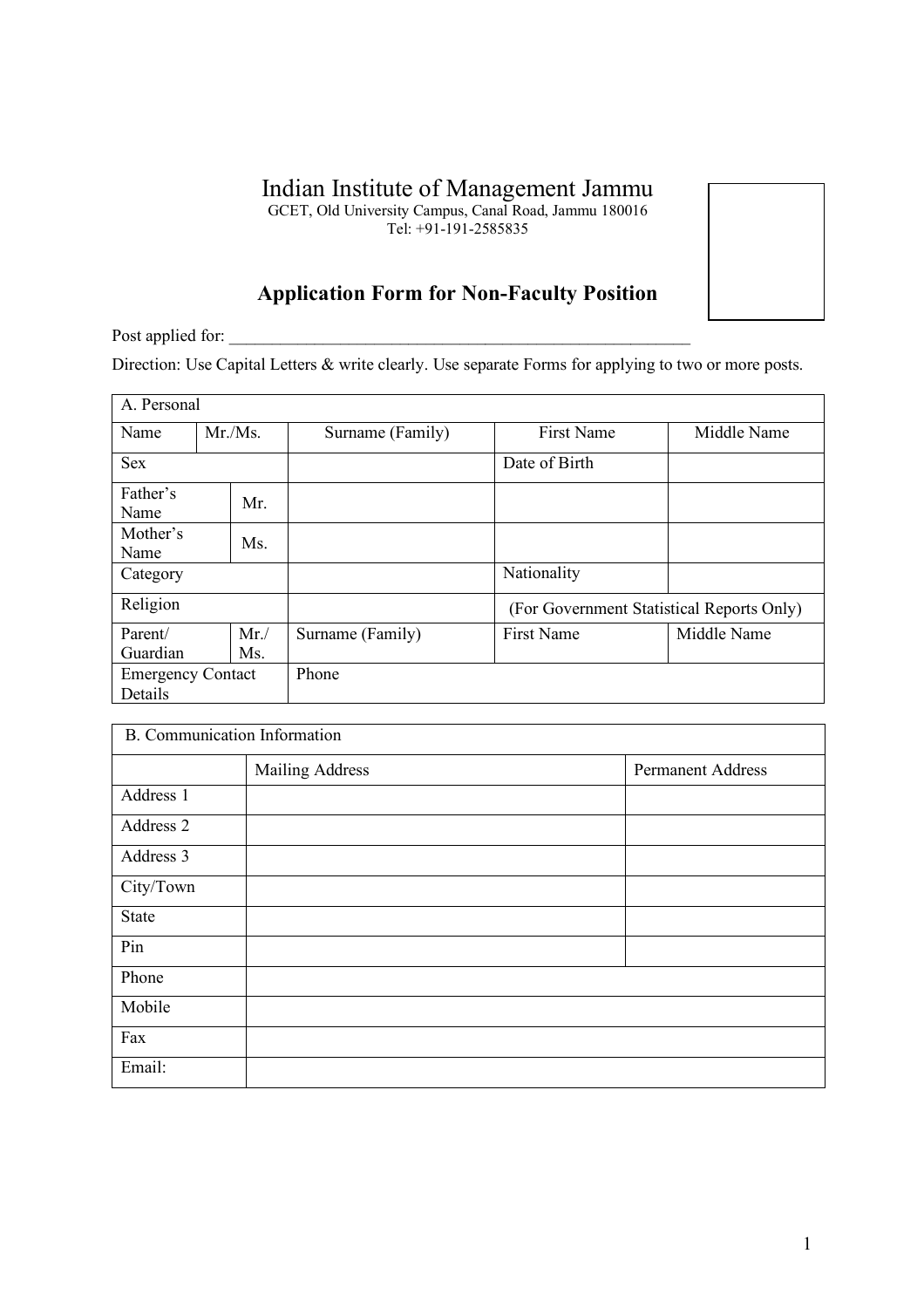# Indian Institute of Management Jammu

GCET, Old University Campus, Canal Road, Jammu 180016
Tel: +91-191-2585835

## Application Form for Non-Faculty Position

Post applied for: ________________________________________________________

Direction: Use Capital Letters & write clearly. Use separate Forms for applying to two or more posts.

| A. Personal | | | | |
|---|---|---|---|---|
| Name | Mr./Ms. | Surname (Family) | First Name | Middle Name |
| Sex | | | Date of Birth | |
| Father's Name | Mr. | | | |
| Mother's Name | Ms. | | | |
| Category | | | Nationality | |
| Religion | | | (For Government Statistical Reports Only) | |
| Parent/ Guardian | Mr./ Ms. | Surname (Family) | First Name | Middle Name |
| Emergency Contact Details | | Phone | | |

| B. Communication Information | | |
|---|---|---|
| | Mailing Address | Permanent Address |
| Address 1 | | |
| Address 2 | | |
| Address 3 | | |
| City/Town | | |
| State | | |
| Pin | | |
| Phone | | |
| Mobile | | |
| Fax | | |
| Email: | | |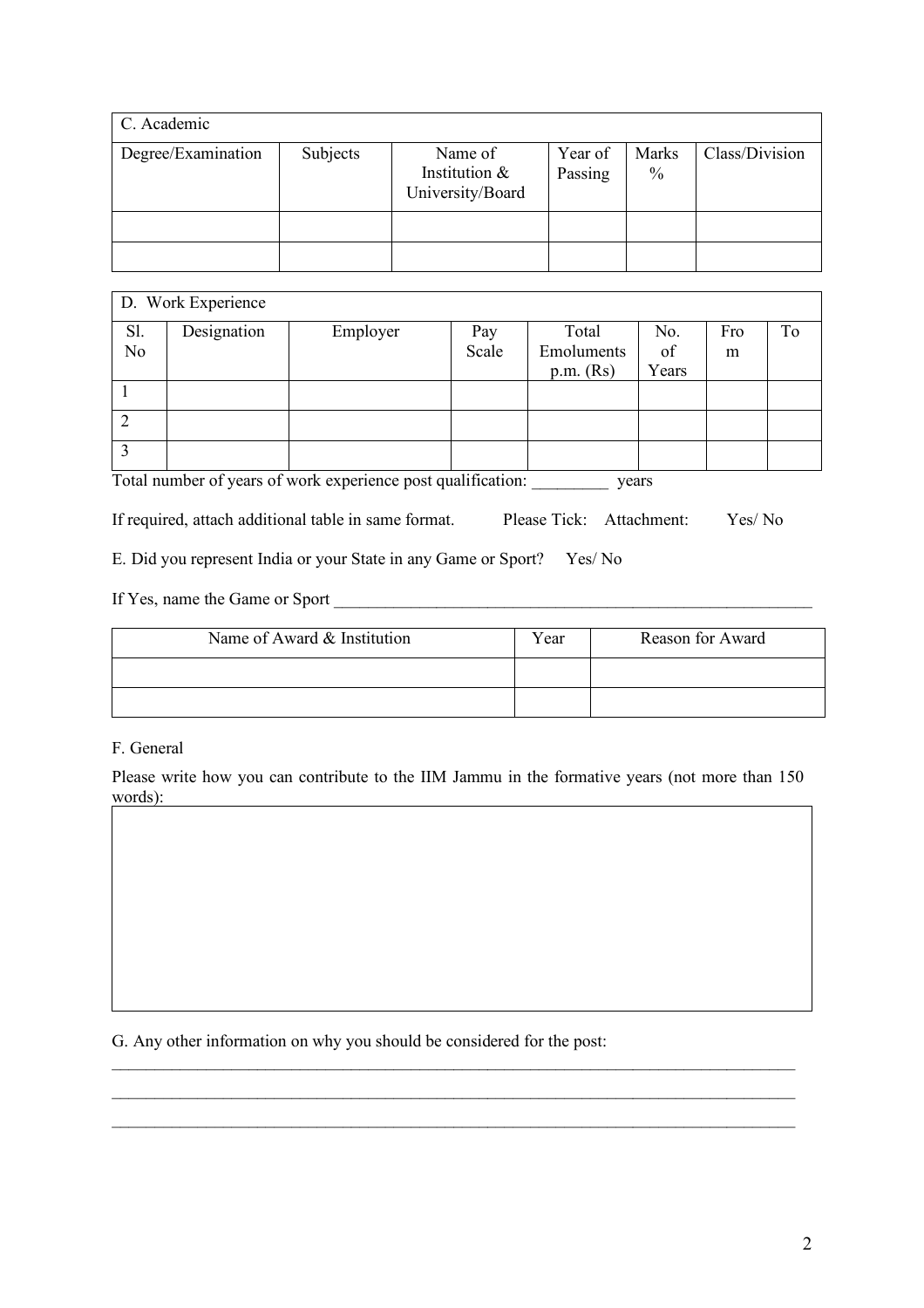| C. Academic | | | | | |
|---|---|---|---|---|---|
| Degree/Examination | Subjects | Name of Institution & University/Board | Year of Passing | Marks % | Class/Division |
| | | | | | |
| | | | | | |

| D. Work Experience | | | | | | | |
|---|---|---|---|---|---|---|---|
| Sl. No | Designation | Employer | Pay Scale | Total Emoluments p.m. (Rs) | No. of Years | From | To |
| 1 | | | | | | | |
| 2 | | | | | | | |
| 3 | | | | | | | |

Total number of years of work experience post qualification: _________ years

If required, attach additional table in same format. Please Tick: Attachment: Yes/ No

E. Did you represent India or your State in any Game or Sport? Yes/ No

If Yes, name the Game or Sport ___________________________________________________________

| Name of Award & Institution | Year | Reason for Award |
|---|---|---|
| | | |
| | | |

F. General

Please write how you can contribute to the IIM Jammu in the formative years (not more than 150 words):

| |
|---|
| |

G. Any other information on why you should be considered for the post:

_______________________________________________________________________________

_______________________________________________________________________________

_______________________________________________________________________________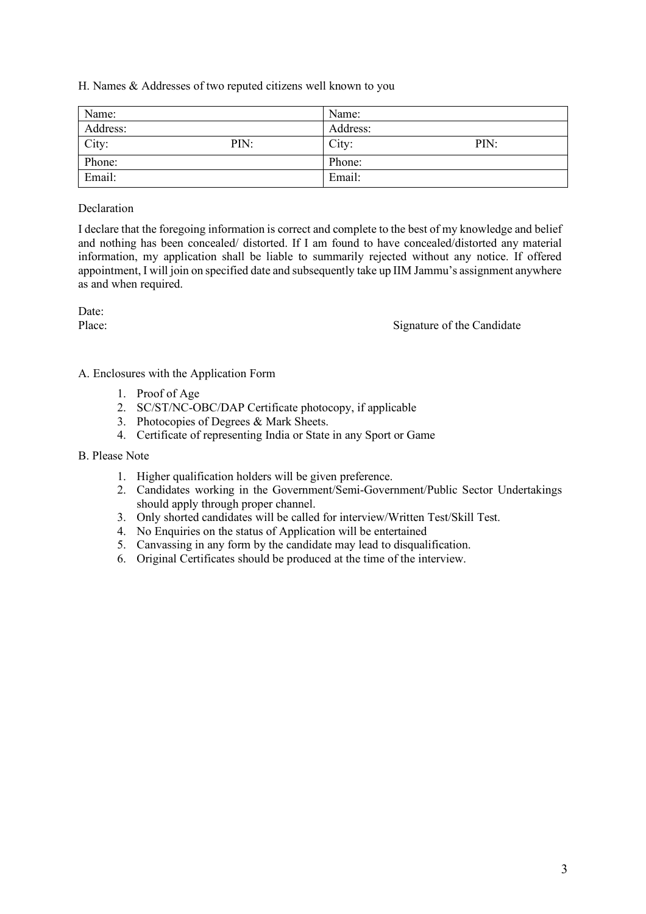H. Names & Addresses of two reputed citizens well known to you

| | |
|---|---|
| Name: | Name: |
| Address: | Address: |
| City: PIN: | City: PIN: |
| Phone: | Phone: |
| Email: | Email: |

Declaration

I declare that the foregoing information is correct and complete to the best of my knowledge and belief and nothing has been concealed/ distorted. If I am found to have concealed/distorted any material information, my application shall be liable to summarily rejected without any notice. If offered appointment, I will join on specified date and subsequently take up IIM Jammu's assignment anywhere as and when required.

Date:
Place: Signature of the Candidate

A. Enclosures with the Application Form

1. Proof of Age
2. SC/ST/NC-OBC/DAP Certificate photocopy, if applicable
3. Photocopies of Degrees & Mark Sheets.
4. Certificate of representing India or State in any Sport or Game

B. Please Note

1. Higher qualification holders will be given preference.
2. Candidates working in the Government/Semi-Government/Public Sector Undertakings should apply through proper channel.
3. Only shorted candidates will be called for interview/Written Test/Skill Test.
4. No Enquiries on the status of Application will be entertained
5. Canvassing in any form by the candidate may lead to disqualification.
6. Original Certificates should be produced at the time of the interview.